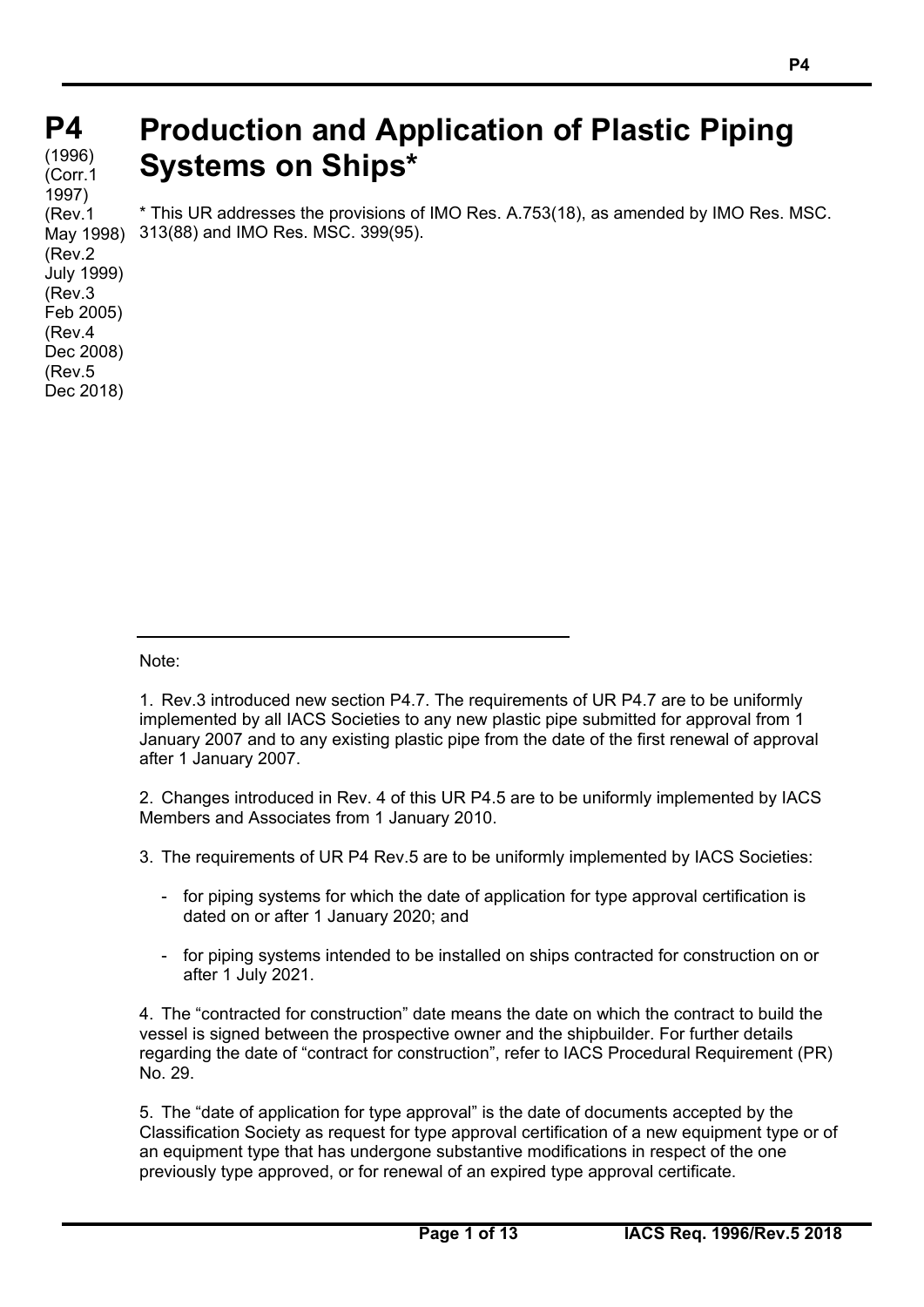# P4

(1996)
(Corr.1 1997)
(Rev.1 May 1998)
(Rev.2 July 1999)
(Rev.3 Feb 2005)
(Rev.4 Dec 2008)
(Rev.5 Dec 2018)

# Production and Application of Plastic Piping Systems on Ships*

* This UR addresses the provisions of IMO Res. A.753(18), as amended by IMO Res. MSC. 313(88) and IMO Res. MSC. 399(95).

---

Note:

1. Rev.3 introduced new section P4.7. The requirements of UR P4.7 are to be uniformly implemented by all IACS Societies to any new plastic pipe submitted for approval from 1 January 2007 and to any existing plastic pipe from the date of the first renewal of approval after 1 January 2007.

2. Changes introduced in Rev. 4 of this UR P4.5 are to be uniformly implemented by IACS Members and Associates from 1 January 2010.

3. The requirements of UR P4 Rev.5 are to be uniformly implemented by IACS Societies:

   - for piping systems for which the date of application for type approval certification is dated on or after 1 January 2020; and

   - for piping systems intended to be installed on ships contracted for construction on or after 1 July 2021.

4. The "contracted for construction" date means the date on which the contract to build the vessel is signed between the prospective owner and the shipbuilder. For further details regarding the date of "contract for construction", refer to IACS Procedural Requirement (PR) No. 29.

5. The "date of application for type approval" is the date of documents accepted by the Classification Society as request for type approval certification of a new equipment type or of an equipment type that has undergone substantive modifications in respect of the one previously type approved, or for renewal of an expired type approval certificate.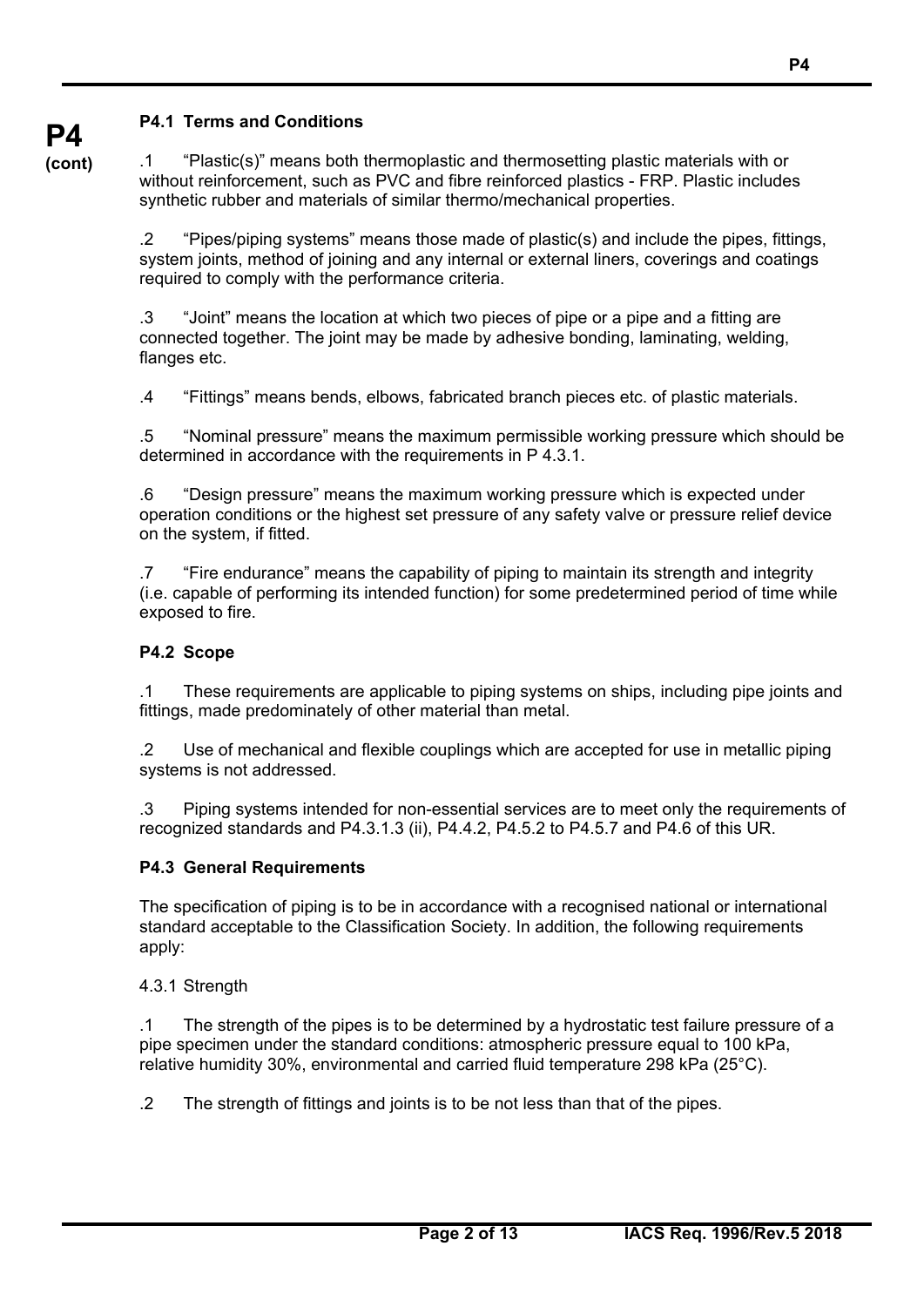**P4 (cont)**

### P4.1 Terms and Conditions

.1 "Plastic(s)" means both thermoplastic and thermosetting plastic materials with or without reinforcement, such as PVC and fibre reinforced plastics - FRP. Plastic includes synthetic rubber and materials of similar thermo/mechanical properties.

.2 "Pipes/piping systems" means those made of plastic(s) and include the pipes, fittings, system joints, method of joining and any internal or external liners, coverings and coatings required to comply with the performance criteria.

.3 "Joint" means the location at which two pieces of pipe or a pipe and a fitting are connected together. The joint may be made by adhesive bonding, laminating, welding, flanges etc.

.4 "Fittings" means bends, elbows, fabricated branch pieces etc. of plastic materials.

.5 "Nominal pressure" means the maximum permissible working pressure which should be determined in accordance with the requirements in P 4.3.1.

.6 "Design pressure" means the maximum working pressure which is expected under operation conditions or the highest set pressure of any safety valve or pressure relief device on the system, if fitted.

.7 "Fire endurance" means the capability of piping to maintain its strength and integrity (i.e. capable of performing its intended function) for some predetermined period of time while exposed to fire.

### P4.2 Scope

.1 These requirements are applicable to piping systems on ships, including pipe joints and fittings, made predominately of other material than metal.

.2 Use of mechanical and flexible couplings which are accepted for use in metallic piping systems is not addressed.

.3 Piping systems intended for non-essential services are to meet only the requirements of recognized standards and P4.3.1.3 (ii), P4.4.2, P4.5.2 to P4.5.7 and P4.6 of this UR.

### P4.3 General Requirements

The specification of piping is to be in accordance with a recognised national or international standard acceptable to the Classification Society. In addition, the following requirements apply:

4.3.1 Strength

.1 The strength of the pipes is to be determined by a hydrostatic test failure pressure of a pipe specimen under the standard conditions: atmospheric pressure equal to 100 kPa, relative humidity 30%, environmental and carried fluid temperature 298 kPa (25°C).

.2 The strength of fittings and joints is to be not less than that of the pipes.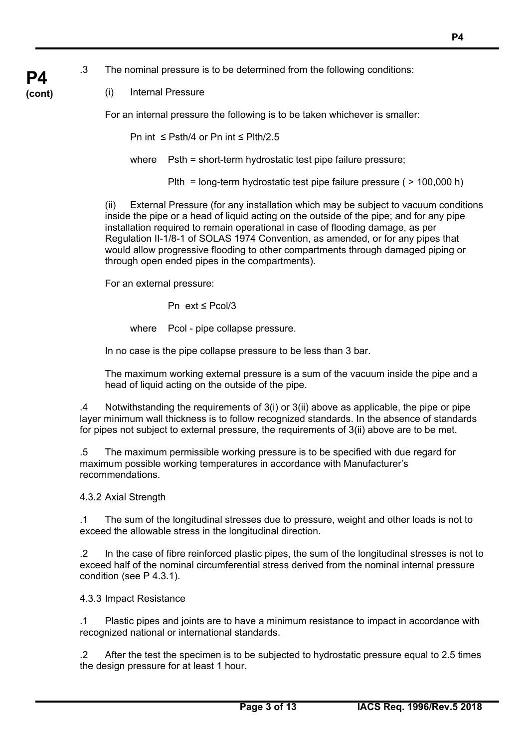.3 The nominal pressure is to be determined from the following conditions:

(i) Internal Pressure

For an internal pressure the following is to be taken whichever is smaller:

$P_{n\ int} \leq P_{sth}/4$ or $P_{n\ int} \leq P_{lth}/2.5$

where $P_{sth}$ = short-term hydrostatic test pipe failure pressure;

$P_{lth}$ = long-term hydrostatic test pipe failure pressure ( > 100,000 h)

(ii) External Pressure (for any installation which may be subject to vacuum conditions inside the pipe or a head of liquid acting on the outside of the pipe; and for any pipe installation required to remain operational in case of flooding damage, as per Regulation II-1/8-1 of SOLAS 1974 Convention, as amended, or for any pipes that would allow progressive flooding to other compartments through damaged piping or through open ended pipes in the compartments).

For an external pressure:

$P_{n\ ext} \leq P_{col}/3$

where $P_{col}$ - pipe collapse pressure.

In no case is the pipe collapse pressure to be less than 3 bar.

The maximum working external pressure is a sum of the vacuum inside the pipe and a head of liquid acting on the outside of the pipe.

.4 Notwithstanding the requirements of 3(i) or 3(ii) above as applicable, the pipe or pipe layer minimum wall thickness is to follow recognized standards. In the absence of standards for pipes not subject to external pressure, the requirements of 3(ii) above are to be met.

.5 The maximum permissible working pressure is to be specified with due regard for maximum possible working temperatures in accordance with Manufacturer's recommendations.

4.3.2 Axial Strength

.1 The sum of the longitudinal stresses due to pressure, weight and other loads is not to exceed the allowable stress in the longitudinal direction.

.2 In the case of fibre reinforced plastic pipes, the sum of the longitudinal stresses is not to exceed half of the nominal circumferential stress derived from the nominal internal pressure condition (see P 4.3.1).

4.3.3 Impact Resistance

.1 Plastic pipes and joints are to have a minimum resistance to impact in accordance with recognized national or international standards.

.2 After the test the specimen is to be subjected to hydrostatic pressure equal to 2.5 times the design pressure for at least 1 hour.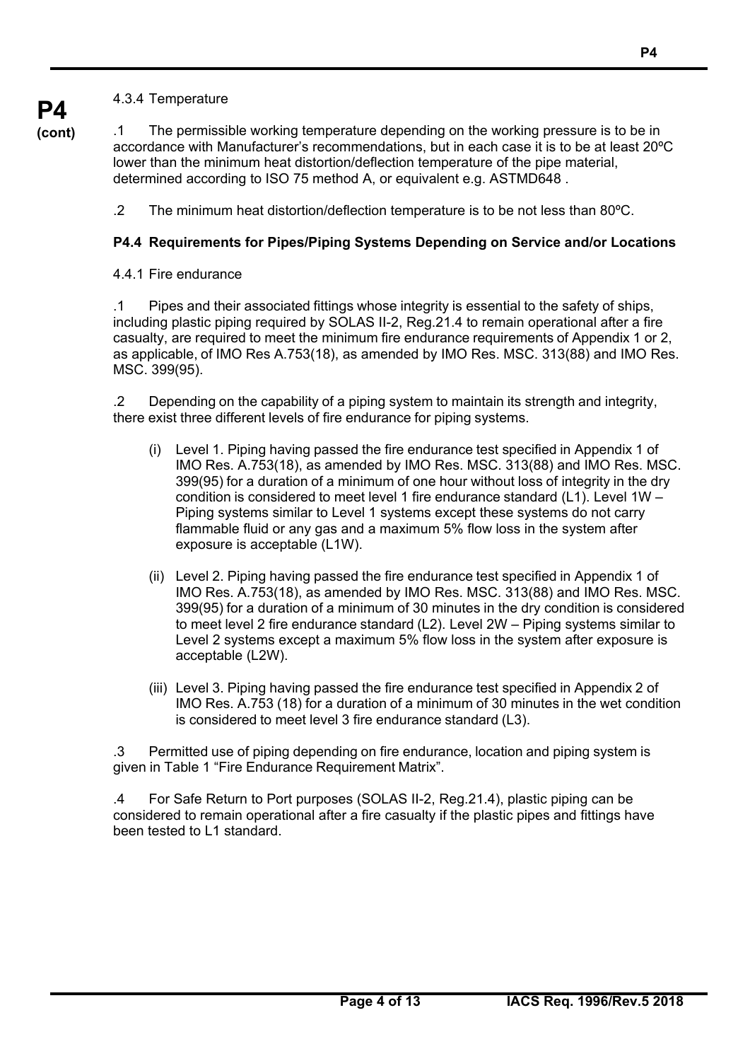4.3.4 Temperature

.1 The permissible working temperature depending on the working pressure is to be in accordance with Manufacturer's recommendations, but in each case it is to be at least 20ºC lower than the minimum heat distortion/deflection temperature of the pipe material, determined according to ISO 75 method A, or equivalent e.g. ASTMD648 .

.2 The minimum heat distortion/deflection temperature is to be not less than 80ºC.

**P4.4 Requirements for Pipes/Piping Systems Depending on Service and/or Locations**

4.4.1 Fire endurance

.1 Pipes and their associated fittings whose integrity is essential to the safety of ships, including plastic piping required by SOLAS II-2, Reg.21.4 to remain operational after a fire casualty, are required to meet the minimum fire endurance requirements of Appendix 1 or 2, as applicable, of IMO Res A.753(18), as amended by IMO Res. MSC. 313(88) and IMO Res. MSC. 399(95).

.2 Depending on the capability of a piping system to maintain its strength and integrity, there exist three different levels of fire endurance for piping systems.

(i) Level 1. Piping having passed the fire endurance test specified in Appendix 1 of IMO Res. A.753(18), as amended by IMO Res. MSC. 313(88) and IMO Res. MSC. 399(95) for a duration of a minimum of one hour without loss of integrity in the dry condition is considered to meet level 1 fire endurance standard (L1). Level 1W – Piping systems similar to Level 1 systems except these systems do not carry flammable fluid or any gas and a maximum 5% flow loss in the system after exposure is acceptable (L1W).

(ii) Level 2. Piping having passed the fire endurance test specified in Appendix 1 of IMO Res. A.753(18), as amended by IMO Res. MSC. 313(88) and IMO Res. MSC. 399(95) for a duration of a minimum of 30 minutes in the dry condition is considered to meet level 2 fire endurance standard (L2). Level 2W – Piping systems similar to Level 2 systems except a maximum 5% flow loss in the system after exposure is acceptable (L2W).

(iii) Level 3. Piping having passed the fire endurance test specified in Appendix 2 of IMO Res. A.753 (18) for a duration of a minimum of 30 minutes in the wet condition is considered to meet level 3 fire endurance standard (L3).

.3 Permitted use of piping depending on fire endurance, location and piping system is given in Table 1 "Fire Endurance Requirement Matrix".

.4 For Safe Return to Port purposes (SOLAS II-2, Reg.21.4), plastic piping can be considered to remain operational after a fire casualty if the plastic pipes and fittings have been tested to L1 standard.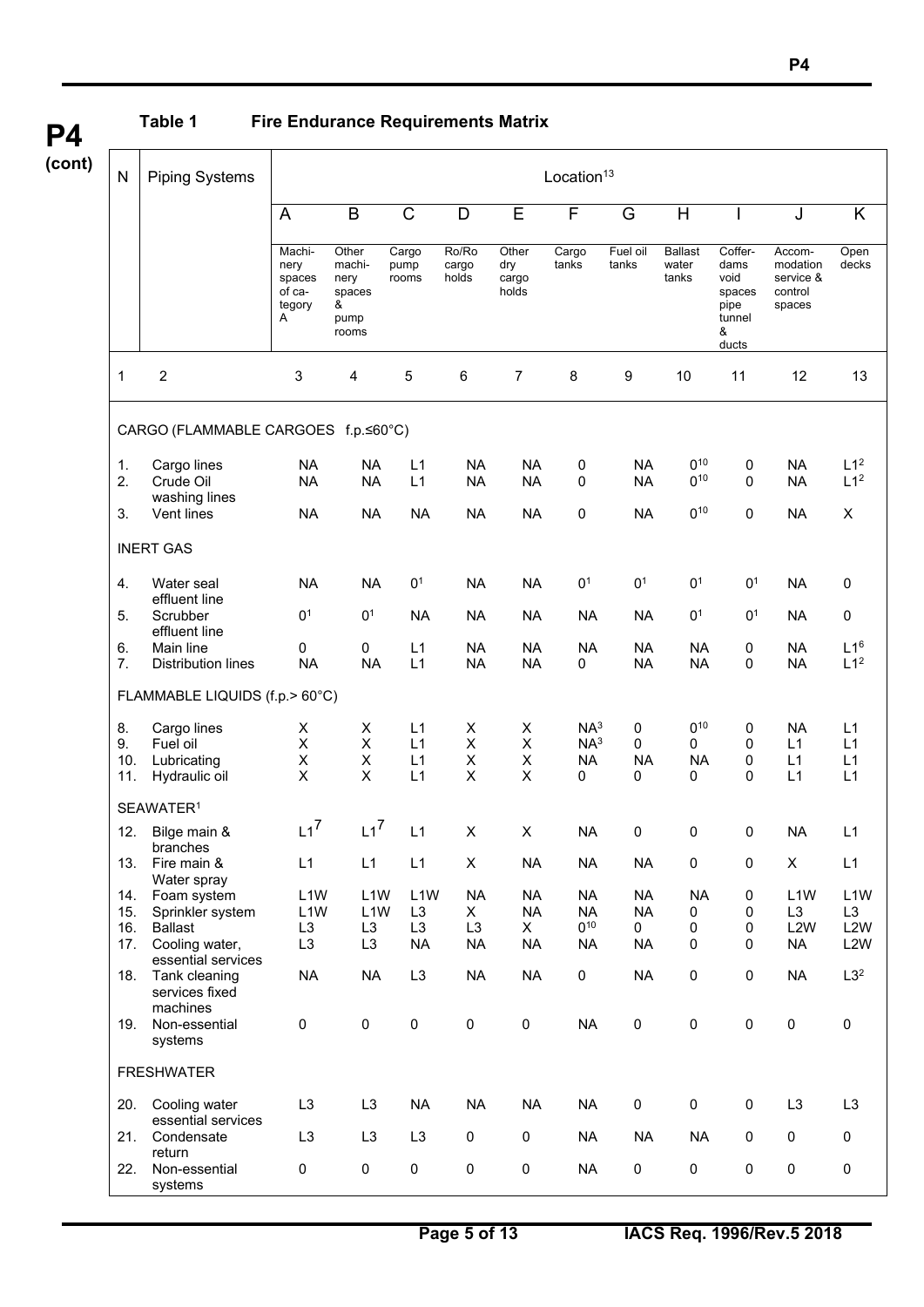**Table 1 Fire Endurance Requirements Matrix**

| N | Piping Systems | Location[13] | | | | | | | | | | |
|---|---|---|---|---|---|---|---|---|---|---|---|---|
| | | A | B | C | D | E | F | G | H | I | J | K |
| | | Machinery spaces of category A | Other machinery spaces & pump rooms | Cargo pump rooms | Ro/Ro cargo holds | Other dry cargo holds | Cargo tanks | Fuel oil tanks | Ballast water tanks | Cofferdams void spaces pipe tunnel & ducts | Accommodation service & control spaces | Open decks |
| 1 | 2 | 3 | 4 | 5 | 6 | 7 | 8 | 9 | 10 | 11 | 12 | 13 |
| | CARGO (FLAMMABLE CARGOES f.p.≤60°C) | | | | | | | | | | | |
| 1. | Cargo lines | NA | NA | L1 | NA | NA | 0 | NA | 0[10] | 0 | NA | L1[2] |
| 2. | Crude Oil washing lines | NA | NA | L1 | NA | NA | 0 | NA | 0[10] | 0 | NA | L1[2] |
| 3. | Vent lines | NA | NA | NA | NA | NA | 0 | NA | 0[10] | 0 | NA | X |
| | INERT GAS | | | | | | | | | | | |
| 4. | Water seal effluent line | NA | NA | 0[1] | NA | NA | 0[1] | 0[1] | 0[1] | 0[1] | NA | 0 |
| 5. | Scrubber effluent line | 0[1] | 0[1] | NA | NA | NA | NA | NA | 0[1] | 0[1] | NA | 0 |
| 6. | Main line | 0 | 0 | L1 | NA | NA | NA | NA | NA | 0 | NA | L1[6] |
| 7. | Distribution lines | NA | NA | L1 | NA | NA | 0 | NA | NA | 0 | NA | L1[2] |
| | FLAMMABLE LIQUIDS (f.p.> 60°C) | | | | | | | | | | | |
| 8. | Cargo lines | X | X | L1 | X | X | NA[3] | 0 | 0[10] | 0 | NA | L1 |
| 9. | Fuel oil | X | X | L1 | X | X | NA[3] | 0 | 0 | 0 | L1 | L1 |
| 10. | Lubricating | X | X | L1 | X | X | NA | NA | NA | 0 | L1 | L1 |
| 11. | Hydraulic oil | X | X | L1 | X | X | 0 | 0 | 0 | 0 | L1 | L1 |
| | SEAWATER[1] | | | | | | | | | | | |
| 12. | Bilge main & branches | L1[7] | L1[7] | L1 | X | X | NA | 0 | 0 | 0 | NA | L1 |
| 13. | Fire main & Water spray | L1 | L1 | L1 | X | NA | NA | NA | 0 | 0 | X | L1 |
| 14. | Foam system | L1W | L1W | L1W | NA | NA | NA | NA | NA | 0 | L1W | L1W |
| 15. | Sprinkler system | L1W | L1W | L3 | X | NA | NA | NA | 0 | 0 | L3 | L3 |
| 16. | Ballast | L3 | L3 | L3 | L3 | X | 0[10] | 0 | 0 | 0 | L2W | L2W |
| 17. | Cooling water, essential services | L3 | L3 | NA | NA | NA | NA | NA | 0 | 0 | NA | L2W |
| 18. | Tank cleaning services fixed machines | NA | NA | L3 | NA | NA | 0 | NA | 0 | 0 | NA | L3[2] |
| 19. | Non-essential systems | 0 | 0 | 0 | 0 | 0 | NA | 0 | 0 | 0 | 0 | 0 |
| | FRESHWATER | | | | | | | | | | | |
| 20. | Cooling water essential services | L3 | L3 | NA | NA | NA | NA | 0 | 0 | 0 | L3 | L3 |
| 21. | Condensate return | L3 | L3 | L3 | 0 | 0 | NA | NA | NA | 0 | 0 | 0 |
| 22. | Non-essential systems | 0 | 0 | 0 | 0 | 0 | NA | 0 | 0 | 0 | 0 | 0 |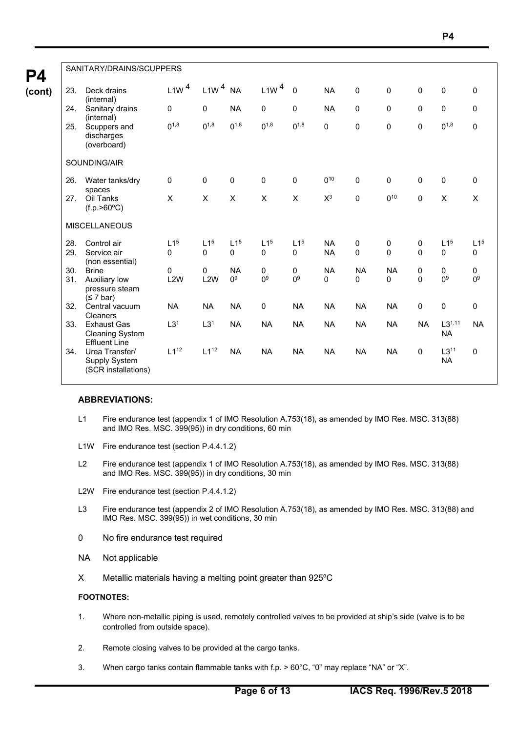**P4 (cont)**

| | | | | | | | | | | | | |
|---|---|---|---|---|---|---|---|---|---|---|---|---|
| | SANITARY/DRAINS/SCUPPERS | | | | | | | | | | | |
| 23. | Deck drains (internal) | L1W [4] | L1W [4] | NA | L1W [4] | 0 | NA | 0 | 0 | 0 | 0 | 0 |
| 24. | Sanitary drains (internal) | 0 | 0 | NA | 0 | 0 | NA | 0 | 0 | 0 | 0 | 0 |
| 25. | Scuppers and discharges (overboard) | 0 [1,8] | 0 [1,8] | 0 [1,8] | 0 [1,8] | 0 [1,8] | 0 | 0 | 0 | 0 | 0 [1,8] | 0 |
| | SOUNDING/AIR | | | | | | | | | | | |
| 26. | Water tanks/dry spaces | 0 | 0 | 0 | 0 | 0 | 0 [10] | 0 | 0 | 0 | 0 | 0 |
| 27. | Oil Tanks (f.p.>60°C) | X | X | X | X | X | X [3] | 0 | 0 [10] | 0 | X | X |
| | MISCELLANEOUS | | | | | | | | | | | |
| 28. | Control air | L1 [5] | L1 [5] | L1 [5] | L1 [5] | L1 [5] | NA | 0 | 0 | 0 | L1 [5] | L1 [5] |
| 29. | Service air (non essential) | 0 | 0 | 0 | 0 | 0 | NA | 0 | 0 | 0 | 0 | 0 |
| 30. | Brine | 0 | 0 | NA | 0 | 0 | NA | NA | NA | 0 | 0 | 0 |
| 31. | Auxiliary low pressure steam (≤ 7 bar) | L2W | L2W | 0 [9] | 0 [9] | 0 [9] | 0 | 0 | 0 | 0 | 0 [9] | 0 [9] |
| 32. | Central vacuum Cleaners | NA | NA | NA | 0 | NA | NA | NA | NA | 0 | 0 | 0 |
| 33. | Exhaust Gas Cleaning System Effluent Line | L3 [1] | L3 [1] | NA | NA | NA | NA | NA | NA | NA | L3 [1,11] NA | NA |
| 34. | Urea Transfer/ Supply System (SCR installations) | L1 [12] | L1 [12] | NA | NA | NA | NA | NA | NA | 0 | L3 [11] NA | 0 |

**ABBREVIATIONS:**

L1 Fire endurance test (appendix 1 of IMO Resolution A.753(18), as amended by IMO Res. MSC. 313(88) and IMO Res. MSC. 399(95)) in dry conditions, 60 min

L1W Fire endurance test (section P.4.4.1.2)

L2 Fire endurance test (appendix 1 of IMO Resolution A.753(18), as amended by IMO Res. MSC. 313(88) and IMO Res. MSC. 399(95)) in dry conditions, 30 min

L2W Fire endurance test (section P.4.4.1.2)

L3 Fire endurance test (appendix 2 of IMO Resolution A.753(18), as amended by IMO Res. MSC. 313(88) and IMO Res. MSC. 399(95)) in wet conditions, 30 min

0 No fire endurance test required

NA Not applicable

X Metallic materials having a melting point greater than 925ºC

**FOOTNOTES:**

1. Where non-metallic piping is used, remotely controlled valves to be provided at ship's side (valve is to be controlled from outside space).

2. Remote closing valves to be provided at the cargo tanks.

3. When cargo tanks contain flammable tanks with f.p. > 60°C, "0" may replace "NA" or "X".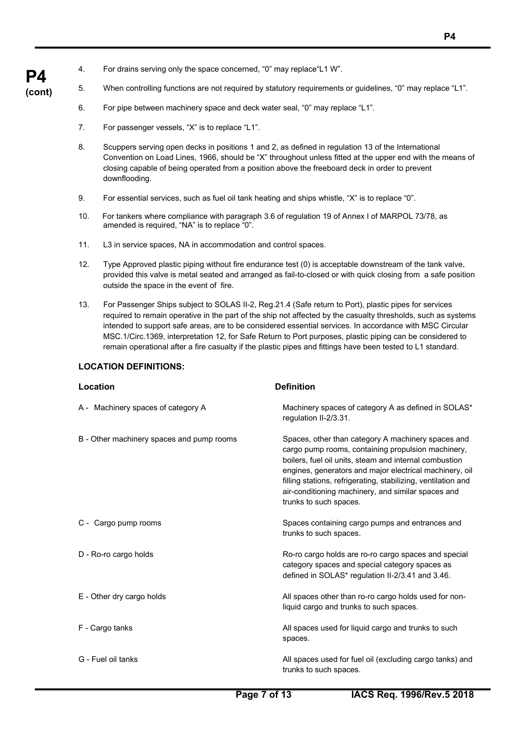4. For drains serving only the space concerned, "0" may replace"L1 W".

5. When controlling functions are not required by statutory requirements or guidelines, "0" may replace "L1".

6. For pipe between machinery space and deck water seal, "0" may replace "L1".

7. For passenger vessels, "X" is to replace "L1".

8. Scuppers serving open decks in positions 1 and 2, as defined in regulation 13 of the International Convention on Load Lines, 1966, should be "X" throughout unless fitted at the upper end with the means of closing capable of being operated from a position above the freeboard deck in order to prevent downflooding.

9. For essential services, such as fuel oil tank heating and ships whistle, "X" is to replace "0".

10. For tankers where compliance with paragraph 3.6 of regulation 19 of Annex I of MARPOL 73/78, as amended is required, "NA" is to replace "0".

11. L3 in service spaces, NA in accommodation and control spaces.

12. Type Approved plastic piping without fire endurance test (0) is acceptable downstream of the tank valve, provided this valve is metal seated and arranged as fail-to-closed or with quick closing from a safe position outside the space in the event of fire.

13. For Passenger Ships subject to SOLAS II-2, Reg.21.4 (Safe return to Port), plastic pipes for services required to remain operative in the part of the ship not affected by the casualty thresholds, such as systems intended to support safe areas, are to be considered essential services. In accordance with MSC Circular MSC.1/Circ.1369, interpretation 12, for Safe Return to Port purposes, plastic piping can be considered to remain operational after a fire casualty if the plastic pipes and fittings have been tested to L1 standard.

**LOCATION DEFINITIONS:**

| Location | Definition |
|---|---|
| A - Machinery spaces of category A | Machinery spaces of category A as defined in SOLAS* regulation II-2/3.31. |
| B - Other machinery spaces and pump rooms | Spaces, other than category A machinery spaces and cargo pump rooms, containing propulsion machinery, boilers, fuel oil units, steam and internal combustion engines, generators and major electrical machinery, oil filling stations, refrigerating, stabilizing, ventilation and air-conditioning machinery, and similar spaces and trunks to such spaces. |
| C - Cargo pump rooms | Spaces containing cargo pumps and entrances and trunks to such spaces. |
| D - Ro-ro cargo holds | Ro-ro cargo holds are ro-ro cargo spaces and special category spaces and special category spaces as defined in SOLAS* regulation II-2/3.41 and 3.46. |
| E - Other dry cargo holds | All spaces other than ro-ro cargo holds used for non-liquid cargo and trunks to such spaces. |
| F - Cargo tanks | All spaces used for liquid cargo and trunks to such spaces. |
| G - Fuel oil tanks | All spaces used for fuel oil (excluding cargo tanks) and trunks to such spaces. |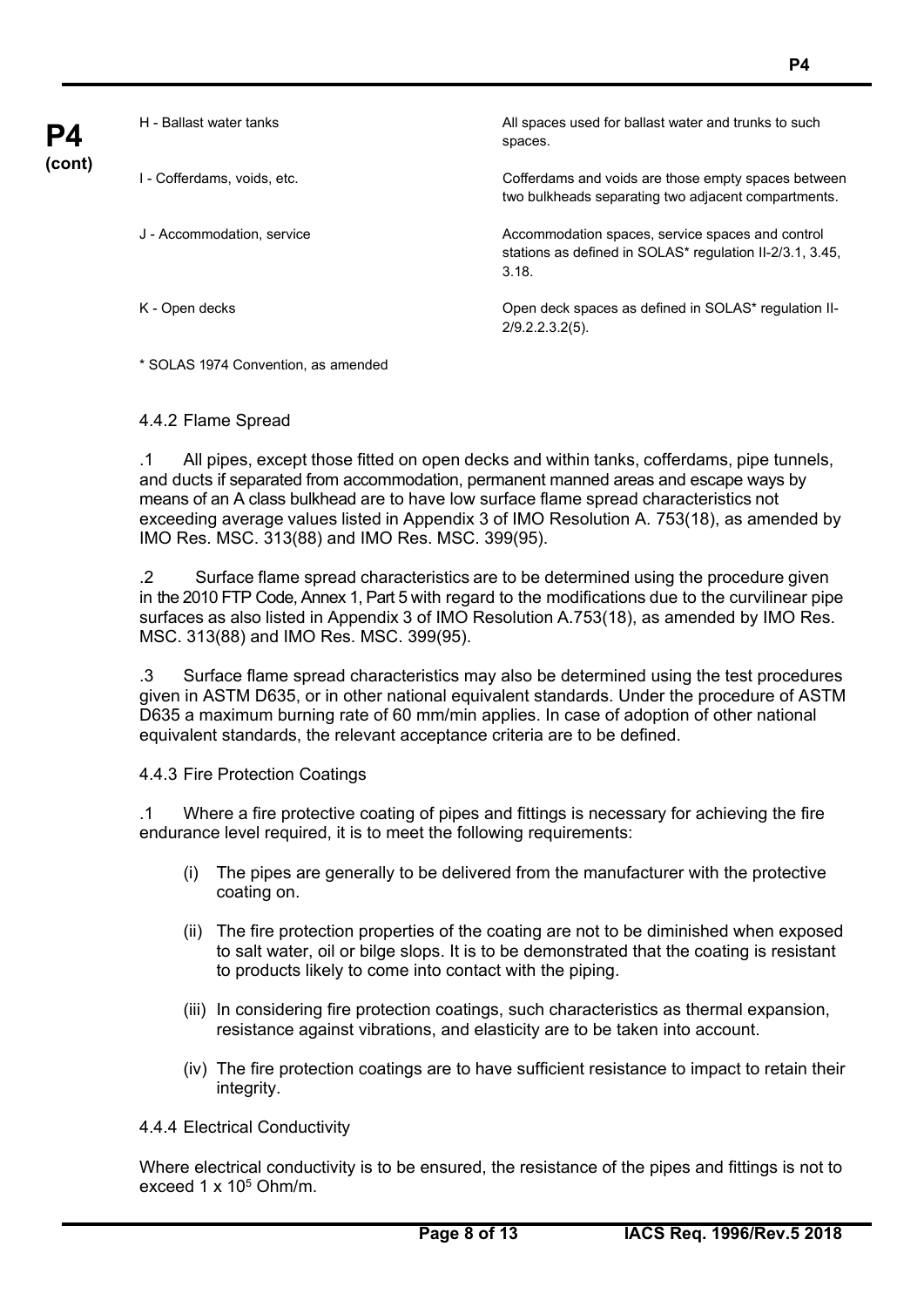| | |
|---|---|
| H - Ballast water tanks | All spaces used for ballast water and trunks to such spaces. |
| I - Cofferdams, voids, etc. | Cofferdams and voids are those empty spaces between two bulkheads separating two adjacent compartments. |
| J - Accommodation, service | Accommodation spaces, service spaces and control stations as defined in SOLAS* regulation II-2/3.1, 3.45, 3.18. |
| K - Open decks | Open deck spaces as defined in SOLAS* regulation II-2/9.2.2.3.2(5). |

\* SOLAS 1974 Convention, as amended

4.4.2 Flame Spread

.1 All pipes, except those fitted on open decks and within tanks, cofferdams, pipe tunnels, and ducts if separated from accommodation, permanent manned areas and escape ways by means of an A class bulkhead are to have low surface flame spread characteristics not exceeding average values listed in Appendix 3 of IMO Resolution A. 753(18), as amended by IMO Res. MSC. 313(88) and IMO Res. MSC. 399(95).

.2 Surface flame spread characteristics are to be determined using the procedure given in the 2010 FTP Code, Annex 1, Part 5 with regard to the modifications due to the curvilinear pipe surfaces as also listed in Appendix 3 of IMO Resolution A.753(18), as amended by IMO Res. MSC. 313(88) and IMO Res. MSC. 399(95).

.3 Surface flame spread characteristics may also be determined using the test procedures given in ASTM D635, or in other national equivalent standards. Under the procedure of ASTM D635 a maximum burning rate of 60 mm/min applies. In case of adoption of other national equivalent standards, the relevant acceptance criteria are to be defined.

4.4.3 Fire Protection Coatings

.1 Where a fire protective coating of pipes and fittings is necessary for achieving the fire endurance level required, it is to meet the following requirements:

(i) The pipes are generally to be delivered from the manufacturer with the protective coating on.

(ii) The fire protection properties of the coating are not to be diminished when exposed to salt water, oil or bilge slops. It is to be demonstrated that the coating is resistant to products likely to come into contact with the piping.

(iii) In considering fire protection coatings, such characteristics as thermal expansion, resistance against vibrations, and elasticity are to be taken into account.

(iv) The fire protection coatings are to have sufficient resistance to impact to retain their integrity.

4.4.4 Electrical Conductivity

Where electrical conductivity is to be ensured, the resistance of the pipes and fittings is not to exceed $1 \times 10^5$ Ohm/m.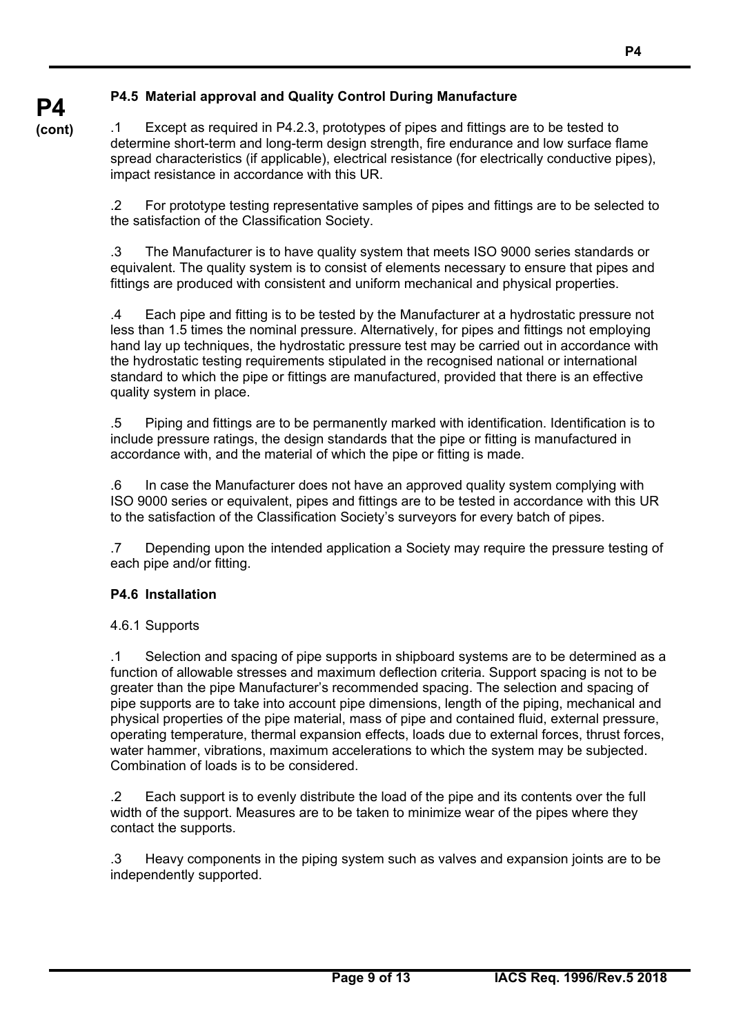## P4.5 Material approval and Quality Control During Manufacture

.1 Except as required in P4.2.3, prototypes of pipes and fittings are to be tested to determine short-term and long-term design strength, fire endurance and low surface flame spread characteristics (if applicable), electrical resistance (for electrically conductive pipes), impact resistance in accordance with this UR.

.2 For prototype testing representative samples of pipes and fittings are to be selected to the satisfaction of the Classification Society.

.3 The Manufacturer is to have quality system that meets ISO 9000 series standards or equivalent. The quality system is to consist of elements necessary to ensure that pipes and fittings are produced with consistent and uniform mechanical and physical properties.

.4 Each pipe and fitting is to be tested by the Manufacturer at a hydrostatic pressure not less than 1.5 times the nominal pressure. Alternatively, for pipes and fittings not employing hand lay up techniques, the hydrostatic pressure test may be carried out in accordance with the hydrostatic testing requirements stipulated in the recognised national or international standard to which the pipe or fittings are manufactured, provided that there is an effective quality system in place.

.5 Piping and fittings are to be permanently marked with identification. Identification is to include pressure ratings, the design standards that the pipe or fitting is manufactured in accordance with, and the material of which the pipe or fitting is made.

.6 In case the Manufacturer does not have an approved quality system complying with ISO 9000 series or equivalent, pipes and fittings are to be tested in accordance with this UR to the satisfaction of the Classification Society's surveyors for every batch of pipes.

.7 Depending upon the intended application a Society may require the pressure testing of each pipe and/or fitting.

## P4.6 Installation

### 4.6.1 Supports

.1 Selection and spacing of pipe supports in shipboard systems are to be determined as a function of allowable stresses and maximum deflection criteria. Support spacing is not to be greater than the pipe Manufacturer's recommended spacing. The selection and spacing of pipe supports are to take into account pipe dimensions, length of the piping, mechanical and physical properties of the pipe material, mass of pipe and contained fluid, external pressure, operating temperature, thermal expansion effects, loads due to external forces, thrust forces, water hammer, vibrations, maximum accelerations to which the system may be subjected. Combination of loads is to be considered.

.2 Each support is to evenly distribute the load of the pipe and its contents over the full width of the support. Measures are to be taken to minimize wear of the pipes where they contact the supports.

.3 Heavy components in the piping system such as valves and expansion joints are to be independently supported.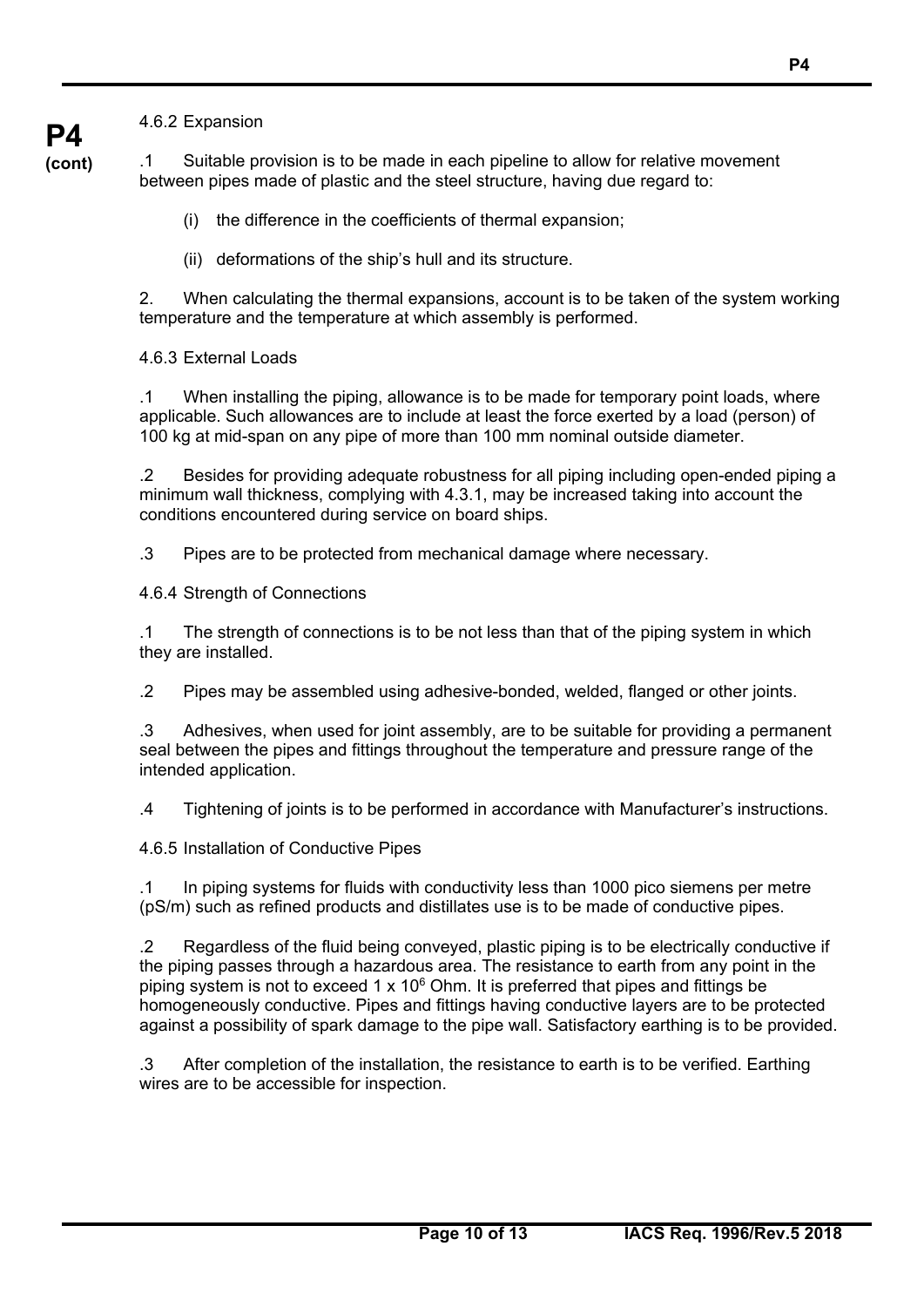**P4 (cont)**

4.6.2 Expansion

.1 Suitable provision is to be made in each pipeline to allow for relative movement between pipes made of plastic and the steel structure, having due regard to:

(i) the difference in the coefficients of thermal expansion;

(ii) deformations of the ship's hull and its structure.

2. When calculating the thermal expansions, account is to be taken of the system working temperature and the temperature at which assembly is performed.

4.6.3 External Loads

.1 When installing the piping, allowance is to be made for temporary point loads, where applicable. Such allowances are to include at least the force exerted by a load (person) of 100 kg at mid-span on any pipe of more than 100 mm nominal outside diameter.

.2 Besides for providing adequate robustness for all piping including open-ended piping a minimum wall thickness, complying with 4.3.1, may be increased taking into account the conditions encountered during service on board ships.

.3 Pipes are to be protected from mechanical damage where necessary.

4.6.4 Strength of Connections

.1 The strength of connections is to be not less than that of the piping system in which they are installed.

.2 Pipes may be assembled using adhesive-bonded, welded, flanged or other joints.

.3 Adhesives, when used for joint assembly, are to be suitable for providing a permanent seal between the pipes and fittings throughout the temperature and pressure range of the intended application.

.4 Tightening of joints is to be performed in accordance with Manufacturer's instructions.

4.6.5 Installation of Conductive Pipes

.1 In piping systems for fluids with conductivity less than 1000 pico siemens per metre (pS/m) such as refined products and distillates use is to be made of conductive pipes.

.2 Regardless of the fluid being conveyed, plastic piping is to be electrically conductive if the piping passes through a hazardous area. The resistance to earth from any point in the piping system is not to exceed $1 \times 10^6$ Ohm. It is preferred that pipes and fittings be homogeneously conductive. Pipes and fittings having conductive layers are to be protected against a possibility of spark damage to the pipe wall. Satisfactory earthing is to be provided.

.3 After completion of the installation, the resistance to earth is to be verified. Earthing wires are to be accessible for inspection.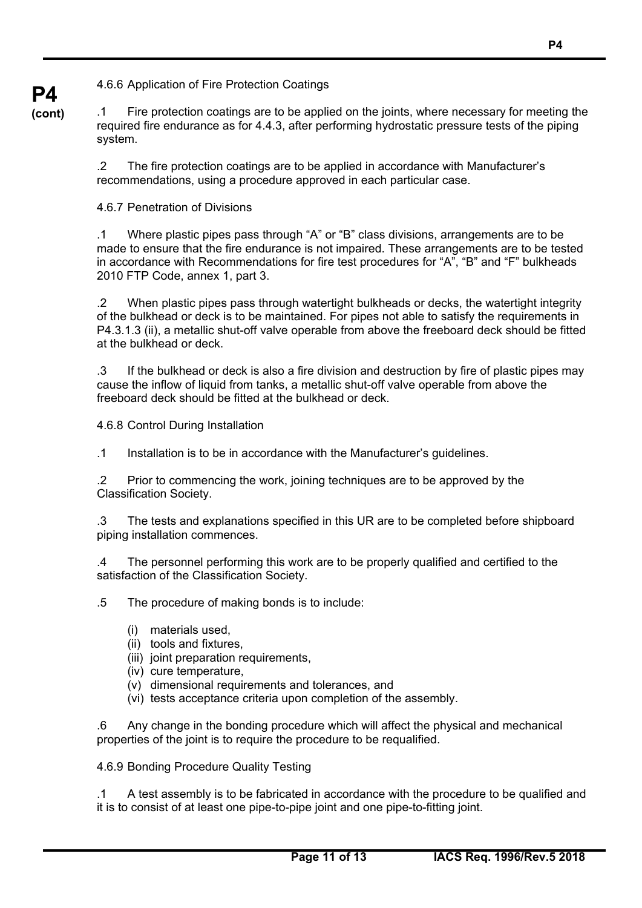#### 4.6.6 Application of Fire Protection Coatings

.1 Fire protection coatings are to be applied on the joints, where necessary for meeting the required fire endurance as for 4.4.3, after performing hydrostatic pressure tests of the piping system.

.2 The fire protection coatings are to be applied in accordance with Manufacturer's recommendations, using a procedure approved in each particular case.

#### 4.6.7 Penetration of Divisions

.1 Where plastic pipes pass through "A" or "B" class divisions, arrangements are to be made to ensure that the fire endurance is not impaired. These arrangements are to be tested in accordance with Recommendations for fire test procedures for "A", "B" and "F" bulkheads 2010 FTP Code, annex 1, part 3.

.2 When plastic pipes pass through watertight bulkheads or decks, the watertight integrity of the bulkhead or deck is to be maintained. For pipes not able to satisfy the requirements in P4.3.1.3 (ii), a metallic shut-off valve operable from above the freeboard deck should be fitted at the bulkhead or deck.

.3 If the bulkhead or deck is also a fire division and destruction by fire of plastic pipes may cause the inflow of liquid from tanks, a metallic shut-off valve operable from above the freeboard deck should be fitted at the bulkhead or deck.

#### 4.6.8 Control During Installation

.1 Installation is to be in accordance with the Manufacturer's guidelines.

.2 Prior to commencing the work, joining techniques are to be approved by the Classification Society.

.3 The tests and explanations specified in this UR are to be completed before shipboard piping installation commences.

.4 The personnel performing this work are to be properly qualified and certified to the satisfaction of the Classification Society.

.5 The procedure of making bonds is to include:

- (i) materials used,
- (ii) tools and fixtures,
- (iii) joint preparation requirements,
- (iv) cure temperature,
- (v) dimensional requirements and tolerances, and
- (vi) tests acceptance criteria upon completion of the assembly.

.6 Any change in the bonding procedure which will affect the physical and mechanical properties of the joint is to require the procedure to be requalified.

#### 4.6.9 Bonding Procedure Quality Testing

.1 A test assembly is to be fabricated in accordance with the procedure to be qualified and it is to consist of at least one pipe-to-pipe joint and one pipe-to-fitting joint.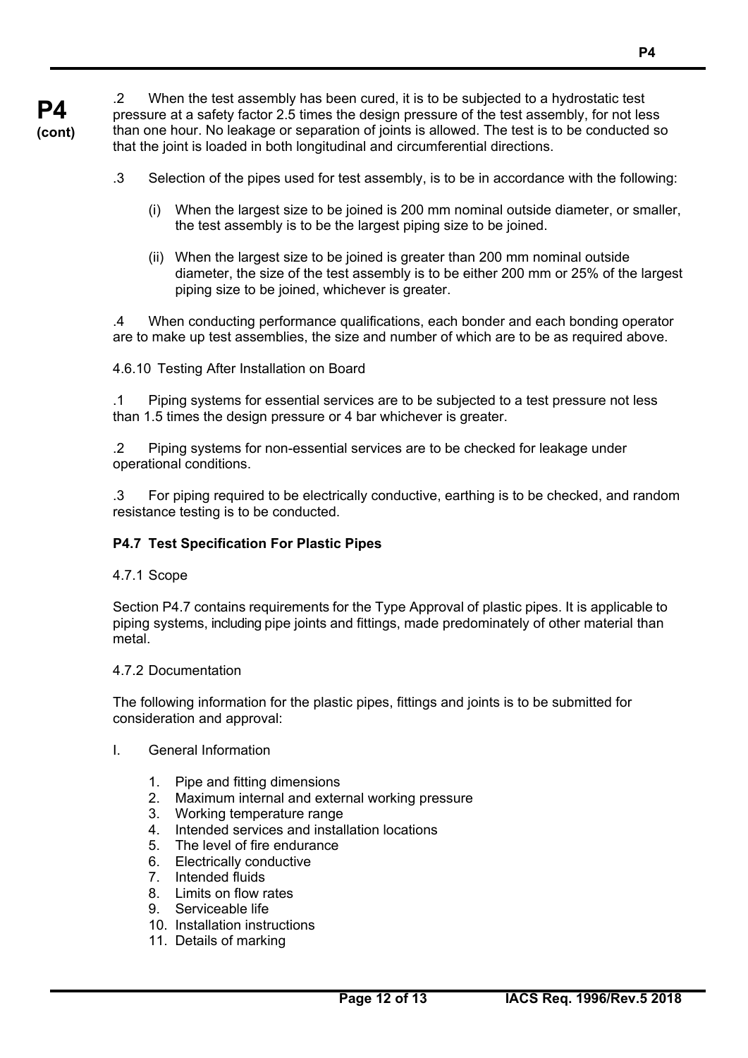.2 When the test assembly has been cured, it is to be subjected to a hydrostatic test pressure at a safety factor 2.5 times the design pressure of the test assembly, for not less than one hour. No leakage or separation of joints is allowed. The test is to be conducted so that the joint is loaded in both longitudinal and circumferential directions.

.3 Selection of the pipes used for test assembly, is to be in accordance with the following:

(i) When the largest size to be joined is 200 mm nominal outside diameter, or smaller, the test assembly is to be the largest piping size to be joined.

(ii) When the largest size to be joined is greater than 200 mm nominal outside diameter, the size of the test assembly is to be either 200 mm or 25% of the largest piping size to be joined, whichever is greater.

.4 When conducting performance qualifications, each bonder and each bonding operator are to make up test assemblies, the size and number of which are to be as required above.

4.6.10 Testing After Installation on Board

.1 Piping systems for essential services are to be subjected to a test pressure not less than 1.5 times the design pressure or 4 bar whichever is greater.

.2 Piping systems for non-essential services are to be checked for leakage under operational conditions.

.3 For piping required to be electrically conductive, earthing is to be checked, and random resistance testing is to be conducted.

### P4.7 Test Specification For Plastic Pipes

4.7.1 Scope

Section P4.7 contains requirements for the Type Approval of plastic pipes. It is applicable to piping systems, including pipe joints and fittings, made predominately of other material than metal.

4.7.2 Documentation

The following information for the plastic pipes, fittings and joints is to be submitted for consideration and approval:

I. General Information

1. Pipe and fitting dimensions
2. Maximum internal and external working pressure
3. Working temperature range
4. Intended services and installation locations
5. The level of fire endurance
6. Electrically conductive
7. Intended fluids
8. Limits on flow rates
9. Serviceable life
10. Installation instructions
11. Details of marking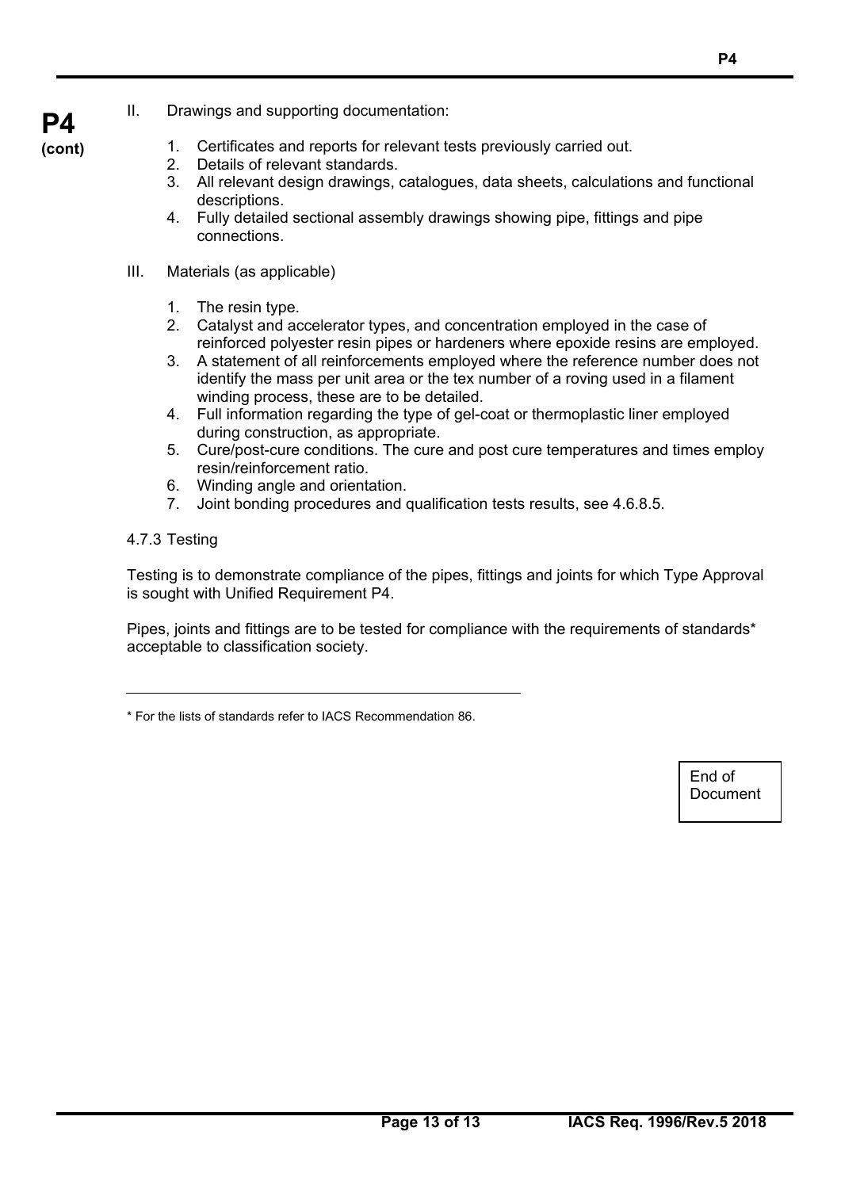II. Drawings and supporting documentation:

1. Certificates and reports for relevant tests previously carried out.
2. Details of relevant standards.
3. All relevant design drawings, catalogues, data sheets, calculations and functional descriptions.
4. Fully detailed sectional assembly drawings showing pipe, fittings and pipe connections.

III. Materials (as applicable)

1. The resin type.
2. Catalyst and accelerator types, and concentration employed in the case of reinforced polyester resin pipes or hardeners where epoxide resins are employed.
3. A statement of all reinforcements employed where the reference number does not identify the mass per unit area or the tex number of a roving used in a filament winding process, these are to be detailed.
4. Full information regarding the type of gel-coat or thermoplastic liner employed during construction, as appropriate.
5. Cure/post-cure conditions. The cure and post cure temperatures and times employ resin/reinforcement ratio.
6. Winding angle and orientation.
7. Joint bonding procedures and qualification tests results, see 4.6.8.5.

4.7.3 Testing

Testing is to demonstrate compliance of the pipes, fittings and joints for which Type Approval is sought with Unified Requirement P4.

Pipes, joints and fittings are to be tested for compliance with the requirements of standards* acceptable to classification society.

---

* For the lists of standards refer to IACS Recommendation 86.

End of Document